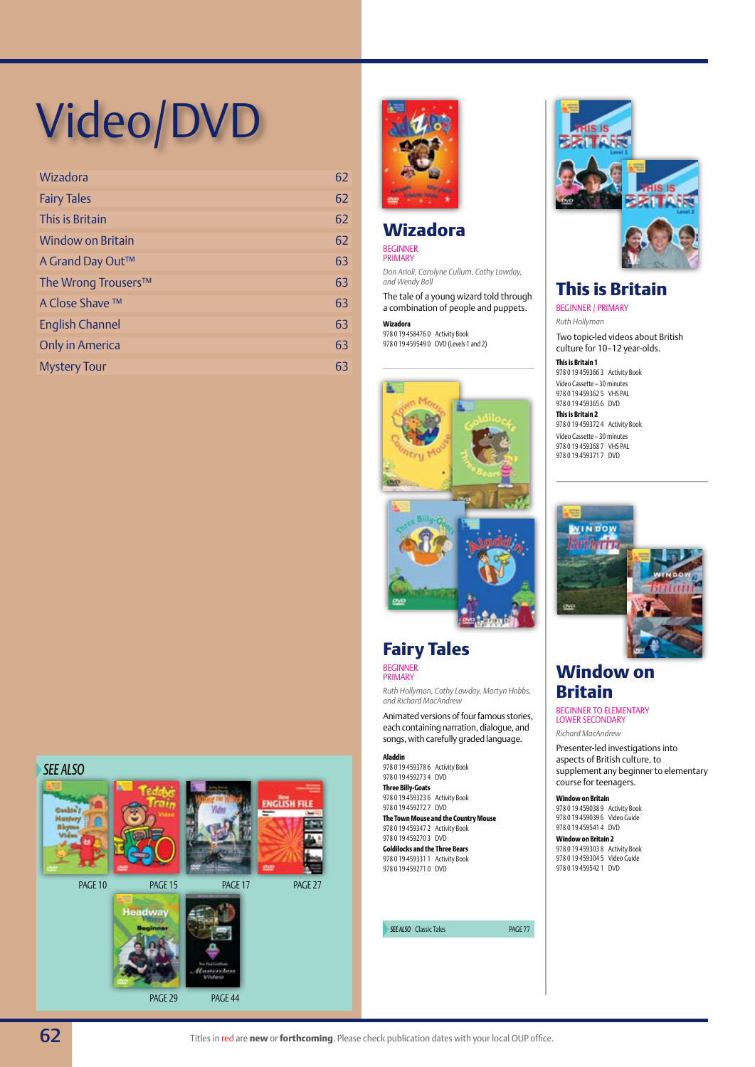# Video/DVD

| | |
|---|---|
| Wizadora | 62 |
| Fairy Tales | 62 |
| This is Britain | 62 |
| Window on Britain | 62 |
| A Grand Day Out™ | 63 |
| The Wrong Trousers™ | 63 |
| A Close Shave ™ | 63 |
| English Channel | 63 |
| Only in America | 63 |
| Mystery Tour | 63 |

*SEE ALSO*

PAGE 10 PAGE 15 PAGE 17 PAGE 27

PAGE 29 PAGE 44

## Wizadora

BEGINNER
PRIMARY

*Don Arioli, Carolyne Cullum, Cathy Lawday, and Wendy Ball*

The tale of a young wizard told through a combination of people and puppets.

**Wizadora**
978 0 19 458476 0 Activity Book
978 0 19 459549 0 DVD (Levels 1 and 2)

## Fairy Tales

BEGINNER
PRIMARY

*Ruth Hollyman, Cathy Lawday, Martyn Hobbs, and Richard MacAndrew*

Animated versions of four famous stories, each containing narration, dialogue, and songs, with carefully graded language.

**Aladdin**
978 0 19 459378 6 Activity Book
978 0 19 459273 4 DVD

**Three Billy-Goats**
978 0 19 459323 6 Activity Book
978 0 19 459272 7 DVD

**The Town Mouse and the Country Mouse**
978 0 19 459347 2 Activity Book
978 0 19 459270 3 DVD

**Goldilocks and the Three Bears**
978 0 19 459331 1 Activity Book
978 0 19 459271 0 DVD

*SEE ALSO* Classic Tales PAGE 77

## This is Britain

BEGINNER / PRIMARY

*Ruth Hollyman*

Two topic-led videos about British culture for 10–12 year-olds.

**This is Britain 1**
978 0 19 459366 3 Activity Book
Video Cassette – 30 minutes
978 0 19 459362 5 VHS PAL
978 0 19 459365 6 DVD

**This is Britain 2**
978 0 19 459372 4 Activity Book
Video Cassette – 30 minutes
978 0 19 459368 7 VHS PAL
978 0 19 459371 7 DVD

## Window on Britain

BEGINNER TO ELEMENTARY
LOWER SECONDARY

*Richard MacAndrew*

Presenter-led investigations into aspects of British culture, to supplement any beginner to elementary course for teenagers.

**Window on Britain**
978 0 19 459038 9 Activity Book
978 0 19 459039 6 Video Guide
978 0 19 459541 4 DVD

**Window on Britain 2**
978 0 19 459303 8 Activity Book
978 0 19 459304 5 Video Guide
978 0 19 459542 1 DVD

Titles in red are **new** or **forthcoming**. Please check publication dates with your local OUP office.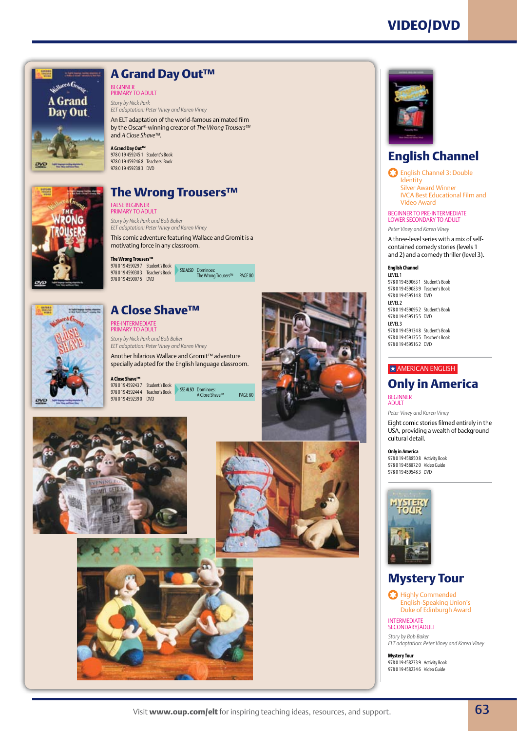# VIDEO/DVD

## A Grand Day Out™

BEGINNER
PRIMARY TO ADULT

*Story by Nick Park*
*ELT adaptation: Peter Viney and Karen Viney*

An ELT adaptation of the world-famous animated film by the Oscar®-winning creator of *The Wrong Trousers™* and *A Close Shave™*.

**A Grand Day Out™**
978 0 19 459245 1 Student's Book
978 0 19 459246 8 Teachers' Book
978 0 19 459238 3 DVD

## The Wrong Trousers™

FALSE BEGINNER
PRIMARY TO ADULT

*Story by Nick Park and Bob Baker*
*ELT adaptation: Peter Viney and Karen Viney*

This comic adventure featuring Wallace and Gromit is a motivating force in any classroom.

**The Wrong Trousers™**
978 0 19 459029 7 Student's Book
978 0 19 459030 3 Teacher's Book
978 0 19 459007 5 DVD

*SEE ALSO* Dominoes: The Wrong Trousers™ PAGE 80

## A Close Shave™

PRE-INTERMEDIATE
PRIMARY TO ADULT

*Story by Nick Park and Bob Baker*
*ELT adaptation: Peter Viney and Karen Viney*

Another hilarious Wallace and Gromit™ adventure specially adapted for the English language classroom.

**A Close Shave™**
978 0 19 459243 7 Student's Book
978 0 19 459244 4 Teacher's Book
978 0 19 459239 0 DVD

*SEE ALSO* Dominoes: A Close Shave™ PAGE 80

## English Channel

English Channel 3: Double Identity
Silver Award Winner
IVCA Best Educational Film and Video Award

BEGINNER TO PRE-INTERMEDIATE
LOWER SECONDARY TO ADULT

*Peter Viney and Karen Viney*

A three-level series with a mix of self-contained comedy stories (levels 1 and 2) and a comedy thriller (level 3).

**English Channel**
LEVEL 1
978 0 19 459063 1 Student's Book
978 0 19 459083 9 Teacher's Book
978 0 19 459514 8 DVD
LEVEL 2
978 0 19 459095 2 Student's Book
978 0 19 459515 5 DVD
LEVEL 3
978 0 19 459134 8 Student's Book
978 0 19 459135 5 Teacher's Book
978 0 19 459516 2 DVD

★ AMERICAN ENGLISH

## Only in America

BEGINNER
ADULT

*Peter Viney and Karen Viney*

Eight comic stories filmed entirely in the USA, providing a wealth of background cultural detail.

**Only in America**
978 0 19 458850 8 Activity Book
978 0 19 458872 0 Video Guide
978 0 19 459548 3 DVD

## Mystery Tour

Highly Commended
English-Speaking Union's
Duke of Edinburgh Award

INTERMEDIATE
SECONDARY/ADULT

*Story by Bob Baker*
*ELT adaptation: Peter Viney and Karen Viney*

**Mystery Tour**
978 0 19 458233 9 Activity Book
978 0 19 458234 6 Video Guide

Visit **www.oup.com/elt** for inspiring teaching ideas, resources, and support.